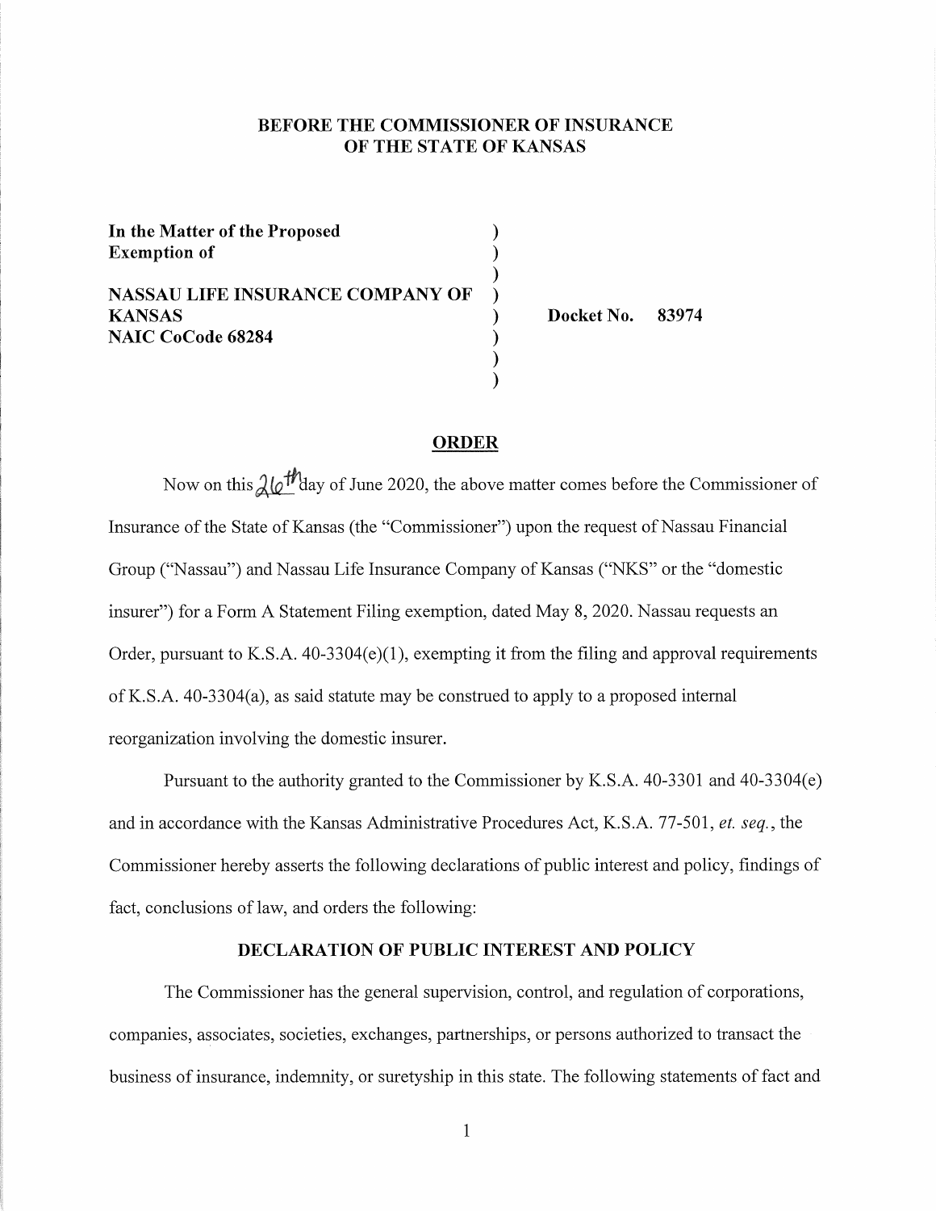**BEFORE THE COMMISSIONER OF INSURANCE OF THE STATE OF KANSAS**

| | | |
|---|---|---|
| **In the Matter of the Proposed Exemption of** | ) | |
| | ) | |
| **NASSAU LIFE INSURANCE COMPANY OF KANSAS** | ) | **Docket No. 83974** |
| **NAIC CoCode 68284** | ) | |

## ORDER

Now on this 26th day of June 2020, the above matter comes before the Commissioner of Insurance of the State of Kansas (the "Commissioner") upon the request of Nassau Financial Group ("Nassau") and Nassau Life Insurance Company of Kansas ("NKS" or the "domestic insurer") for a Form A Statement Filing exemption, dated May 8, 2020. Nassau requests an Order, pursuant to K.S.A. 40-3304(e)(1), exempting it from the filing and approval requirements of K.S.A. 40-3304(a), as said statute may be construed to apply to a proposed internal reorganization involving the domestic insurer.

Pursuant to the authority granted to the Commissioner by K.S.A. 40-3301 and 40-3304(e) and in accordance with the Kansas Administrative Procedures Act, K.S.A. 77-501, *et. seq.*, the Commissioner hereby asserts the following declarations of public interest and policy, findings of fact, conclusions of law, and orders the following:

### DECLARATION OF PUBLIC INTEREST AND POLICY

The Commissioner has the general supervision, control, and regulation of corporations, companies, associates, societies, exchanges, partnerships, or persons authorized to transact the business of insurance, indemnity, or suretyship in this state. The following statements of fact and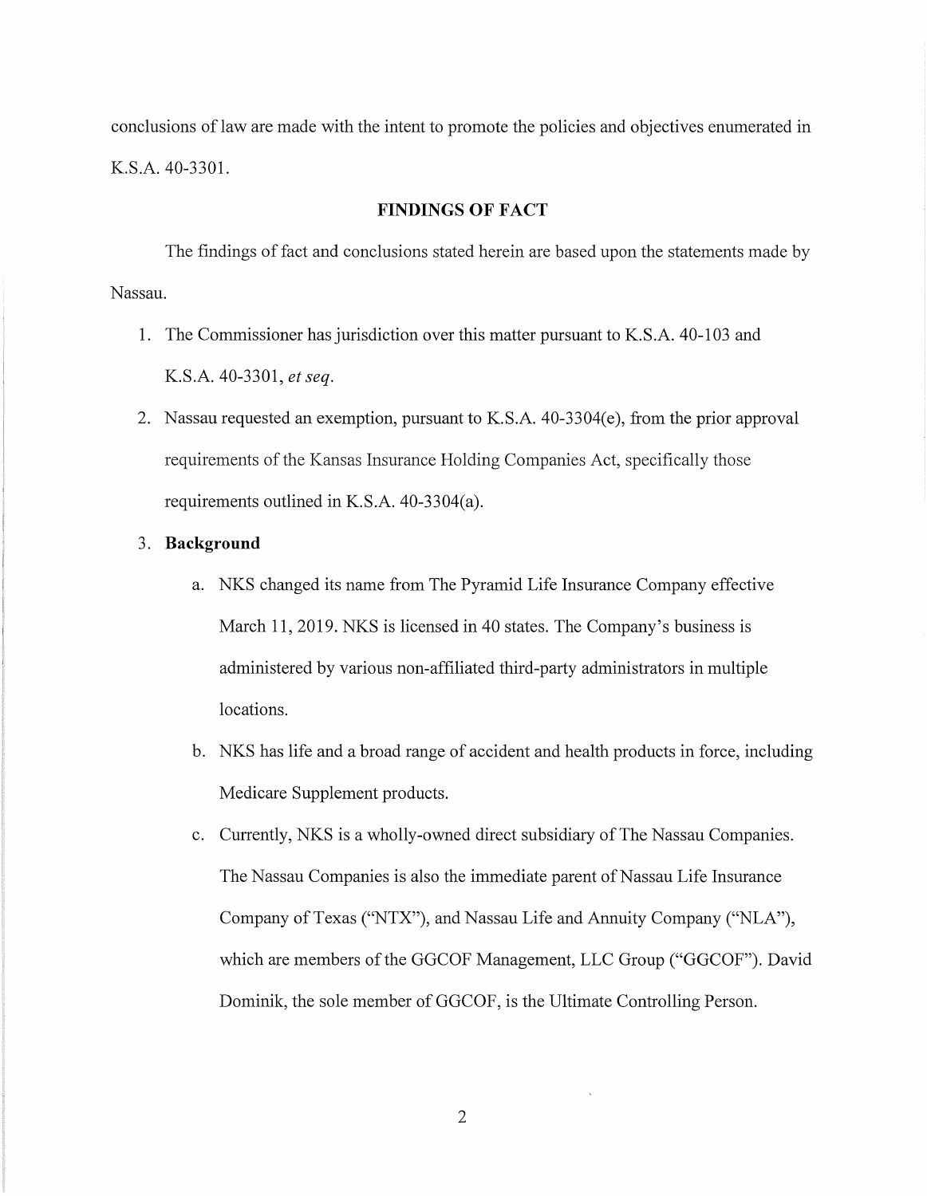conclusions of law are made with the intent to promote the policies and objectives enumerated in K.S.A. 40-3301.

## FINDINGS OF FACT

The findings of fact and conclusions stated herein are based upon the statements made by Nassau.

1. The Commissioner has jurisdiction over this matter pursuant to K.S.A. 40-103 and K.S.A. 40-3301, *et seq*.
2. Nassau requested an exemption, pursuant to K.S.A. 40-3304(e), from the prior approval requirements of the Kansas Insurance Holding Companies Act, specifically those requirements outlined in K.S.A. 40-3304(a).
3. **Background**
   a. NKS changed its name from The Pyramid Life Insurance Company effective March 11, 2019. NKS is licensed in 40 states. The Company's business is administered by various non-affiliated third-party administrators in multiple locations.
   b. NKS has life and a broad range of accident and health products in force, including Medicare Supplement products.
   c. Currently, NKS is a wholly-owned direct subsidiary of The Nassau Companies. The Nassau Companies is also the immediate parent of Nassau Life Insurance Company of Texas ("NTX"), and Nassau Life and Annuity Company ("NLA"), which are members of the GGCOF Management, LLC Group ("GGCOF"). David Dominik, the sole member of GGCOF, is the Ultimate Controlling Person.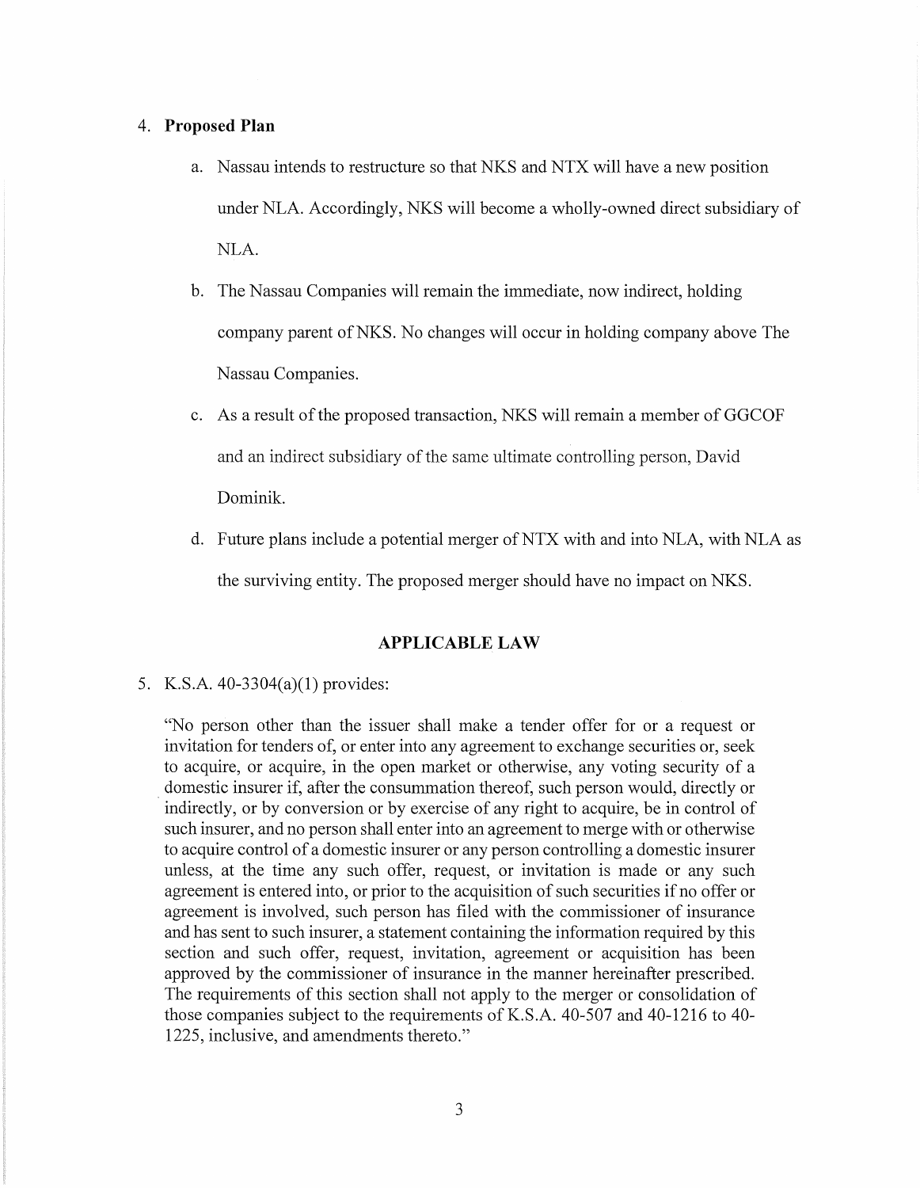4. **Proposed Plan**

    a. Nassau intends to restructure so that NKS and NTX will have a new position under NLA. Accordingly, NKS will become a wholly-owned direct subsidiary of NLA.

    b. The Nassau Companies will remain the immediate, now indirect, holding company parent of NKS. No changes will occur in holding company above The Nassau Companies.

    c. As a result of the proposed transaction, NKS will remain a member of GGCOF and an indirect subsidiary of the same ultimate controlling person, David Dominik.

    d. Future plans include a potential merger of NTX with and into NLA, with NLA as the surviving entity. The proposed merger should have no impact on NKS.

## APPLICABLE LAW

5. K.S.A. 40-3304(a)(1) provides:

"No person other than the issuer shall make a tender offer for or a request or invitation for tenders of, or enter into any agreement to exchange securities or, seek to acquire, or acquire, in the open market or otherwise, any voting security of a domestic insurer if, after the consummation thereof, such person would, directly or indirectly, or by conversion or by exercise of any right to acquire, be in control of such insurer, and no person shall enter into an agreement to merge with or otherwise to acquire control of a domestic insurer or any person controlling a domestic insurer unless, at the time any such offer, request, or invitation is made or any such agreement is entered into, or prior to the acquisition of such securities if no offer or agreement is involved, such person has filed with the commissioner of insurance and has sent to such insurer, a statement containing the information required by this section and such offer, request, invitation, agreement or acquisition has been approved by the commissioner of insurance in the manner hereinafter prescribed. The requirements of this section shall not apply to the merger or consolidation of those companies subject to the requirements of K.S.A. 40-507 and 40-1216 to 40-1225, inclusive, and amendments thereto."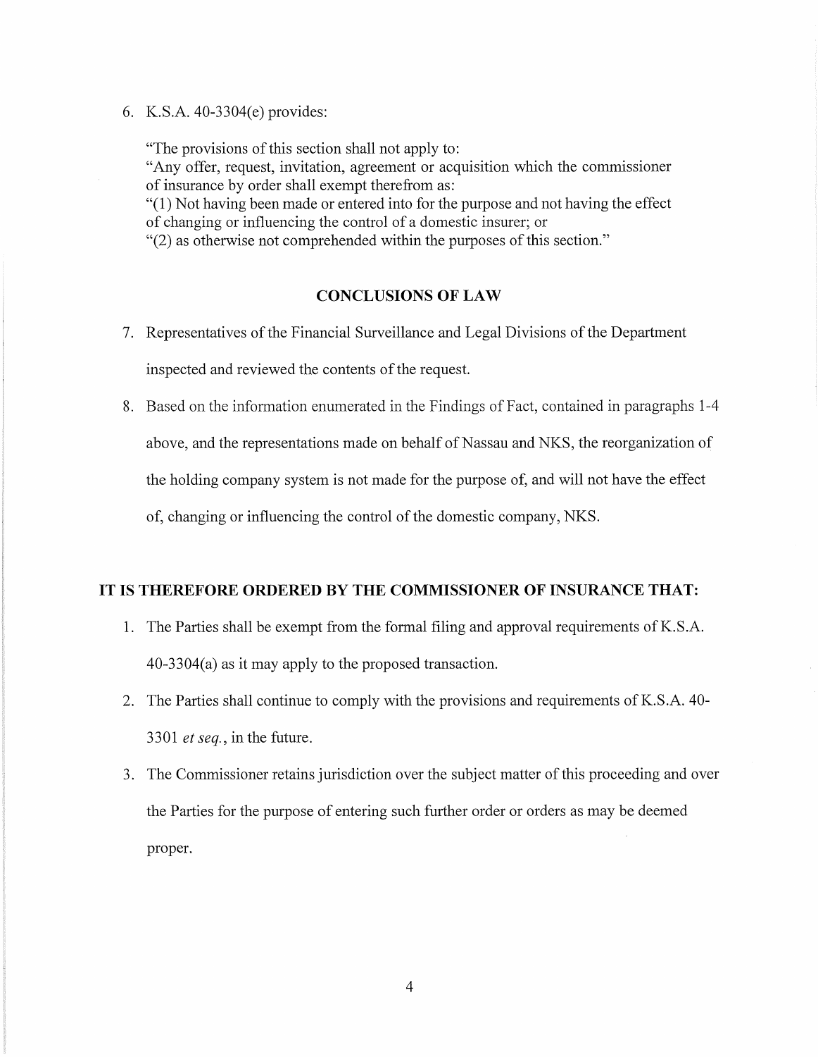6. K.S.A. 40-3304(e) provides:

   "The provisions of this section shall not apply to:
   "Any offer, request, invitation, agreement or acquisition which the commissioner of insurance by order shall exempt therefrom as:
   "(1) Not having been made or entered into for the purpose and not having the effect of changing or influencing the control of a domestic insurer; or
   "(2) as otherwise not comprehended within the purposes of this section."

## CONCLUSIONS OF LAW

7. Representatives of the Financial Surveillance and Legal Divisions of the Department inspected and reviewed the contents of the request.

8. Based on the information enumerated in the Findings of Fact, contained in paragraphs 1-4 above, and the representations made on behalf of Nassau and NKS, the reorganization of the holding company system is not made for the purpose of, and will not have the effect of, changing or influencing the control of the domestic company, NKS.

## IT IS THEREFORE ORDERED BY THE COMMISSIONER OF INSURANCE THAT:

1. The Parties shall be exempt from the formal filing and approval requirements of K.S.A. 40-3304(a) as it may apply to the proposed transaction.

2. The Parties shall continue to comply with the provisions and requirements of K.S.A. 40-3301 *et seq.*, in the future.

3. The Commissioner retains jurisdiction over the subject matter of this proceeding and over the Parties for the purpose of entering such further order or orders as may be deemed proper.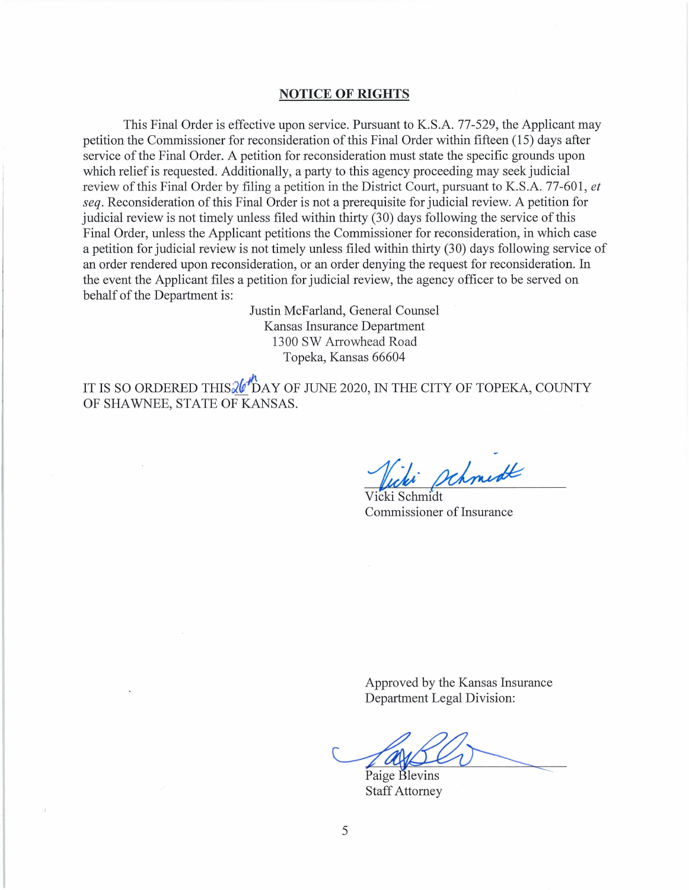## NOTICE OF RIGHTS

This Final Order is effective upon service. Pursuant to K.S.A. 77-529, the Applicant may petition the Commissioner for reconsideration of this Final Order within fifteen (15) days after service of the Final Order. A petition for reconsideration must state the specific grounds upon which relief is requested. Additionally, a party to this agency proceeding may seek judicial review of this Final Order by filing a petition in the District Court, pursuant to K.S.A. 77-601, *et seq*. Reconsideration of this Final Order is not a prerequisite for judicial review. A petition for judicial review is not timely unless filed within thirty (30) days following the service of this Final Order, unless the Applicant petitions the Commissioner for reconsideration, in which case a petition for judicial review is not timely unless filed within thirty (30) days following service of an order rendered upon reconsideration, or an order denying the request for reconsideration. In the event the Applicant files a petition for judicial review, the agency officer to be served on behalf of the Department is:

Justin McFarland, General Counsel
Kansas Insurance Department
1300 SW Arrowhead Road
Topeka, Kansas 66604

IT IS SO ORDERED THIS 26th DAY OF JUNE 2020, IN THE CITY OF TOPEKA, COUNTY OF SHAWNEE, STATE OF KANSAS.

Vicki Schmidt
Commissioner of Insurance

Approved by the Kansas Insurance Department Legal Division:

Paige Blevins
Staff Attorney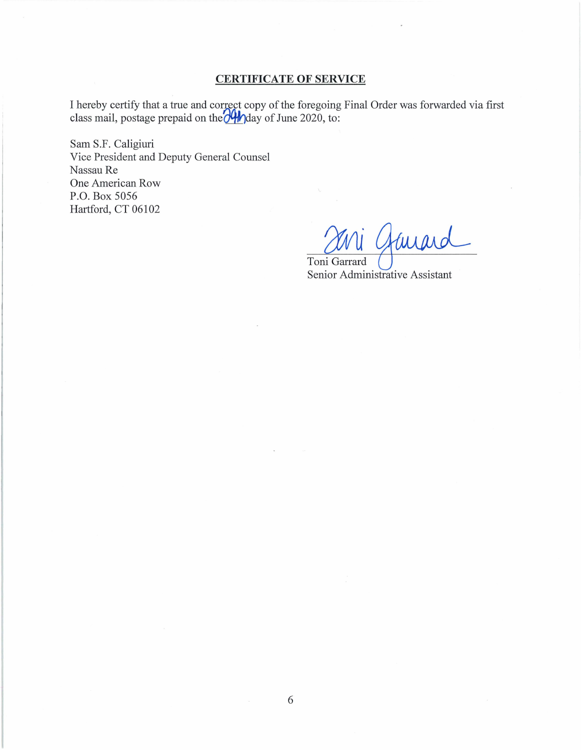## CERTIFICATE OF SERVICE

I hereby certify that a true and correct copy of the foregoing Final Order was forwarded via first class mail, postage prepaid on the 24th day of June 2020, to:

Sam S.F. Caligiuri
Vice President and Deputy General Counsel
Nassau Re
One American Row
P.O. Box 5056
Hartford, CT 06102

Toni Garrard
Senior Administrative Assistant